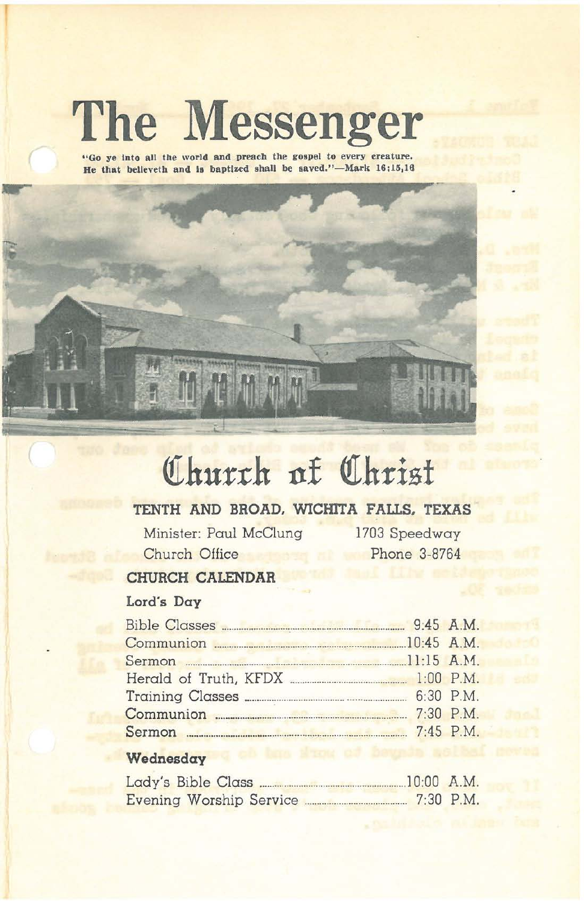# The Messenger

"Go ye into all the world and preach the gospel to every creature. He that believeth and is baptized shall be saved."—Mark 16:15,16

# Church of Christ

**TENTH AND BROAD, WICHITA FALLS, TEXAS**

Minister: Paul McClung — 1703 Speedway

Church Office — Phone 3-8764

## CHURCH CALENDAR

### Lord's Day

| | |
|---|---|
| Bible Classes | 9:45 A.M. |
| Communion | 10:45 A.M. |
| Sermon | 11:15 A.M. |
| Herald of Truth, KFDX | 1:00 P.M. |
| Training Classes | 6:30 P.M. |
| Communion | 7:30 P.M. |
| Sermon | 7:45 P.M. |

### Wednesday

| | |
|---|---|
| Lady's Bible Class | 10:00 A.M. |
| Evening Worship Service | 7:30 P.M. |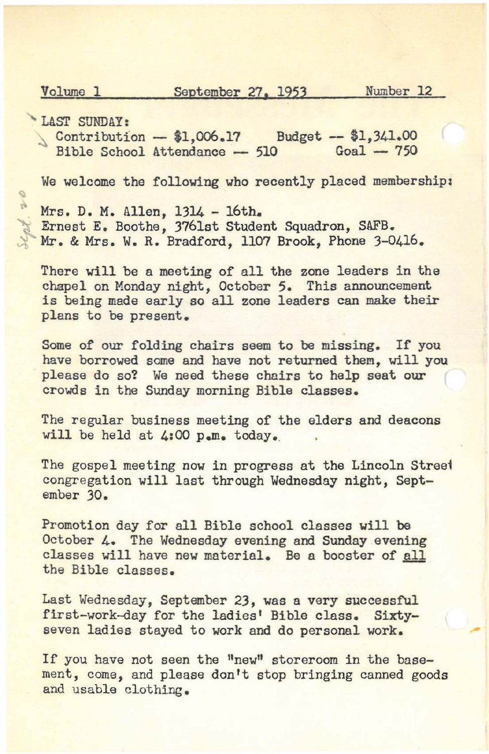Volume 1 September 27, 1953 Number 12

LAST SUNDAY:

Contribution — $1,006.17 Budget — $1,341.00
Bible School Attendance — 510 Goal — 750

We welcome the following who recently placed membership:

Mrs. D. M. Allen, 1314 - 16th.
Ernest E. Boothe, 3761st Student Squadron, SAFB.
Mr. & Mrs. W. R. Bradford, 1107 Brook, Phone 3-0416.

There will be a meeting of all the zone leaders in the chapel on Monday night, October 5. This announcement is being made early so all zone leaders can make their plans to be present.

Some of our folding chairs seem to be missing. If you have borrowed some and have not returned them, will you please do so? We need these chairs to help seat our crowds in the Sunday morning Bible classes.

The regular business meeting of the elders and deacons will be held at 4:00 p.m. today.

The gospel meeting now in progress at the Lincoln Street congregation will last through Wednesday night, September 30.

Promotion day for all Bible school classes will be October 4. The Wednesday evening and Sunday evening classes will have new material. Be a booster of <u>all</u> the Bible classes.

Last Wednesday, September 23, was a very successful first-work-day for the ladies' Bible class. Sixty-seven ladies stayed to work and do personal work.

If you have not seen the "new" storeroom in the basement, come, and please don't stop bringing canned goods and usable clothing.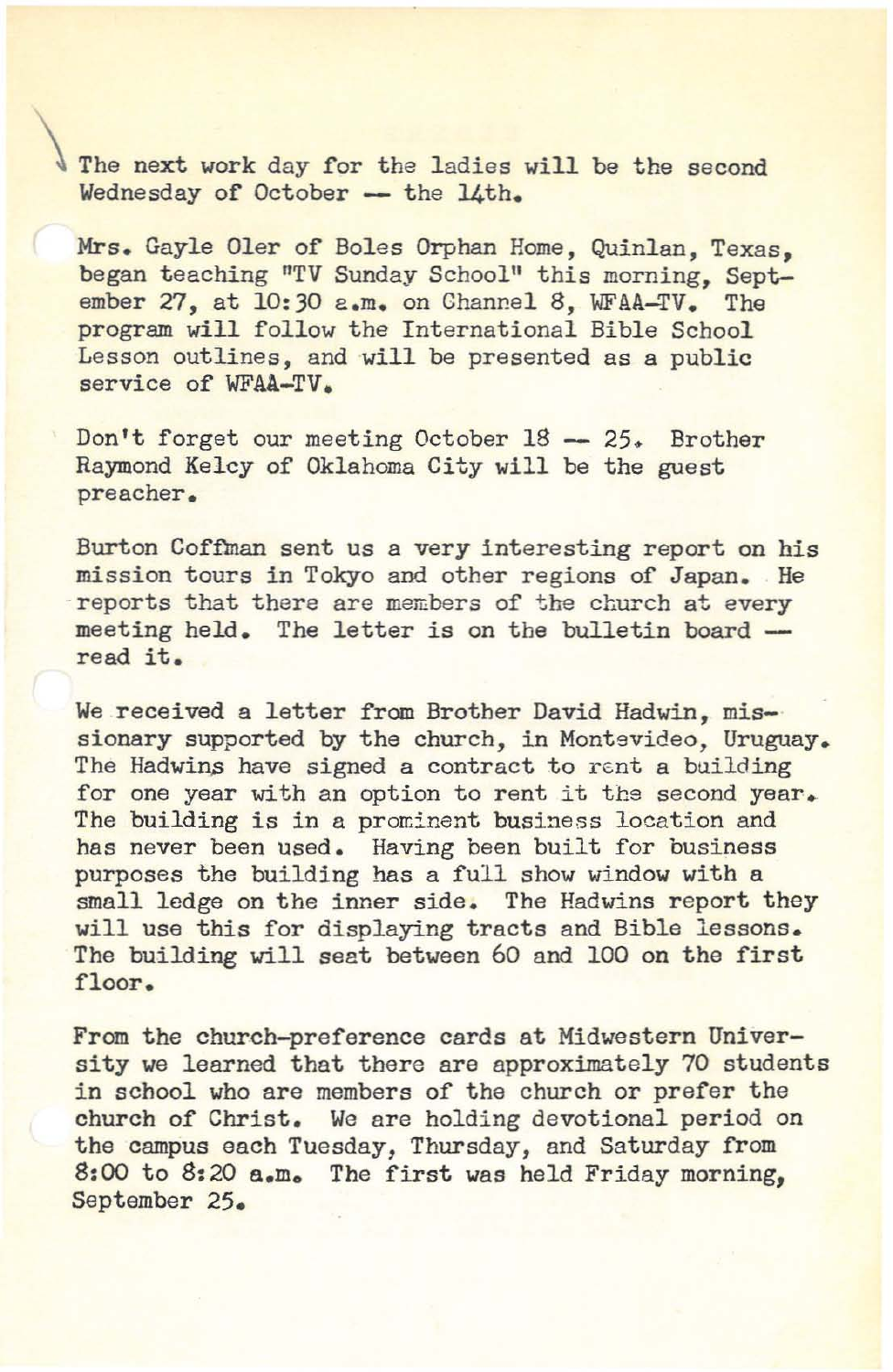The next work day for the ladies will be the second Wednesday of October -- the 14th.

Mrs. Gayle Oler of Boles Orphan Home, Quinlan, Texas, began teaching "TV Sunday School" this morning, September 27, at 10:30 a.m. on Channel 8, WFAA-TV. The program will follow the International Bible School Lesson outlines, and will be presented as a public service of WFAA-TV.

Don't forget our meeting October 18 -- 25. Brother Raymond Kelcy of Oklahoma City will be the guest preacher.

Burton Coffman sent us a very interesting report on his mission tours in Tokyo and other regions of Japan. He reports that there are members of the church at every meeting held. The letter is on the bulletin board -- read it.

We received a letter from Brother David Hadwin, missionary supported by the church, in Montevideo, Uruguay. The Hadwins have signed a contract to rent a building for one year with an option to rent it the second year. The building is in a prominent business location and has never been used. Having been built for business purposes the building has a full show window with a small ledge on the inner side. The Hadwins report they will use this for displaying tracts and Bible lessons. The building will seat between 60 and 100 on the first floor.

From the church-preference cards at Midwestern University we learned that there are approximately 70 students in school who are members of the church or prefer the church of Christ. We are holding devotional period on the campus each Tuesday, Thursday, and Saturday from 8:00 to 8:20 a.m. The first was held Friday morning, September 25.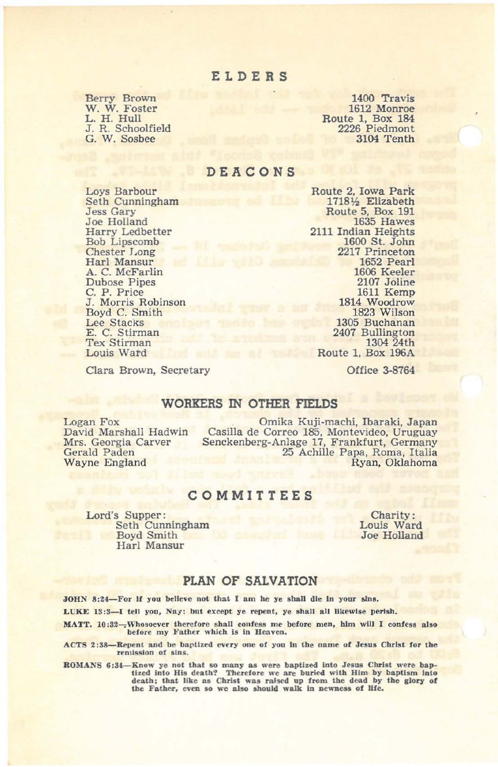## ELDERS

| | |
|---|---|
| Berry Brown | 1400 Travis |
| W. W. Foster | 1612 Monroe |
| L. H. Hull | Route 1, Box 184 |
| J. R. Schoolfield | 2226 Piedmont |
| G. W. Sosbee | 3104 Tenth |

## DEACONS

| | |
|---|---|
| Loys Barbour | Route 2, Iowa Park |
| Seth Cunningham | 1718½ Elizabeth |
| Jess Gary | Route 5, Box 191 |
| Joe Holland | 1635 Hawes |
| Harry Ledbetter | 2111 Indian Heights |
| Bob Lipscomb | 1600 St. John |
| Chester Long | 2217 Princeton |
| Harl Mansur | 1652 Pearl |
| A. C. McFarlin | 1606 Keeler |
| Dubose Pipes | 2107 Joline |
| C. P. Price | 1611 Kemp |
| J. Morris Robinson | 1814 Woodrow |
| Boyd C. Smith | 1823 Wilson |
| Lee Stacks | 1305 Buchanan |
| E. C. Stirman | 2407 Bullington |
| Tex Stirman | 1304 24th |
| Louis Ward | Route 1, Box 196A |

Clara Brown, Secretary — Office 3-8764

## WORKERS IN OTHER FIELDS

| | |
|---|---|
| Logan Fox | Omika Kuji-machi, Ibaraki, Japan |
| David Marshall Hadwin | Casilla de Correo 185, Montevideo, Uruguay |
| Mrs. Georgia Carver | Senckenberg-Anlage 17, Frankfurt, Germany |
| Gerald Paden | 25 Achille Papa, Roma, Italia |
| Wayne England | Ryan, Oklahoma |

## COMMITTEES

Lord's Supper:
- Seth Cunningham
- Boyd Smith
- Harl Mansur

Charity:
- Louis Ward
- Joe Holland

## PLAN OF SALVATION

**JOHN 8:24**—For if you believe not that I am he ye shall die in your sins.

**LUKE 13:3**—I tell you, Nay: but except ye repent, ye shall all likewise perish.

**MATT. 10:32**—Whosoever therefore shall confess me before men, him will I confess also before my Father which is in Heaven.

**ACTS 2:38**—Repent and be baptized every one of you in the name of Jesus Christ for the remission of sins.

**ROMANS 6:34**—Know ye not that so many as were baptized into Jesus Christ were baptized into His death? Therefore we are buried with Him by baptism into death; that like as Christ was raised up from the dead by the glory of the Father, even so we also should walk in newness of life.